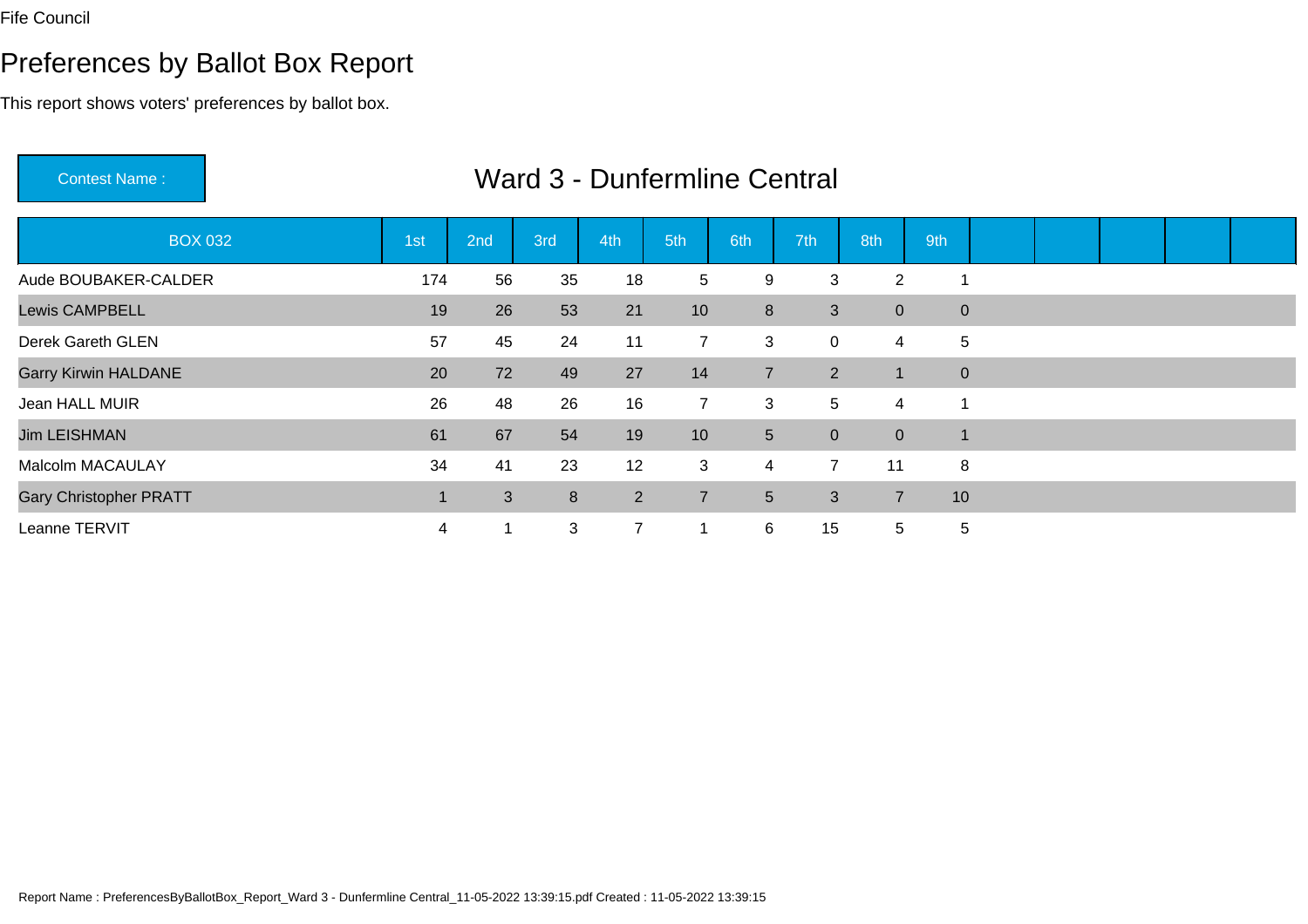Fife Council

# Preferences by Ballot Box Report

This report shows voters' preferences by ballot box.

**Contest Name :** Ward 3 - Dunfermline Central

| BOX 032 | 1st | 2nd | 3rd | 4th | 5th | 6th | 7th | 8th | 9th |
|---|---|---|---|---|---|---|---|---|---|
| Aude BOUBAKER-CALDER | 174 | 56 | 35 | 18 | 5 | 9 | 3 | 2 | 1 |
| Lewis CAMPBELL | 19 | 26 | 53 | 21 | 10 | 8 | 3 | 0 | 0 |
| Derek Gareth GLEN | 57 | 45 | 24 | 11 | 7 | 3 | 0 | 4 | 5 |
| Garry Kirwin HALDANE | 20 | 72 | 49 | 27 | 14 | 7 | 2 | 1 | 0 |
| Jean HALL MUIR | 26 | 48 | 26 | 16 | 7 | 3 | 5 | 4 | 1 |
| Jim LEISHMAN | 61 | 67 | 54 | 19 | 10 | 5 | 0 | 0 | 1 |
| Malcolm MACAULAY | 34 | 41 | 23 | 12 | 3 | 4 | 7 | 11 | 8 |
| Gary Christopher PRATT | 1 | 3 | 8 | 2 | 7 | 5 | 3 | 7 | 10 |
| Leanne TERVIT | 4 | 1 | 3 | 7 | 1 | 6 | 15 | 5 | 5 |

Report Name : PreferencesByBallotBox_Report_Ward 3 - Dunfermline Central_11-05-2022 13:39:15.pdf Created : 11-05-2022 13:39:15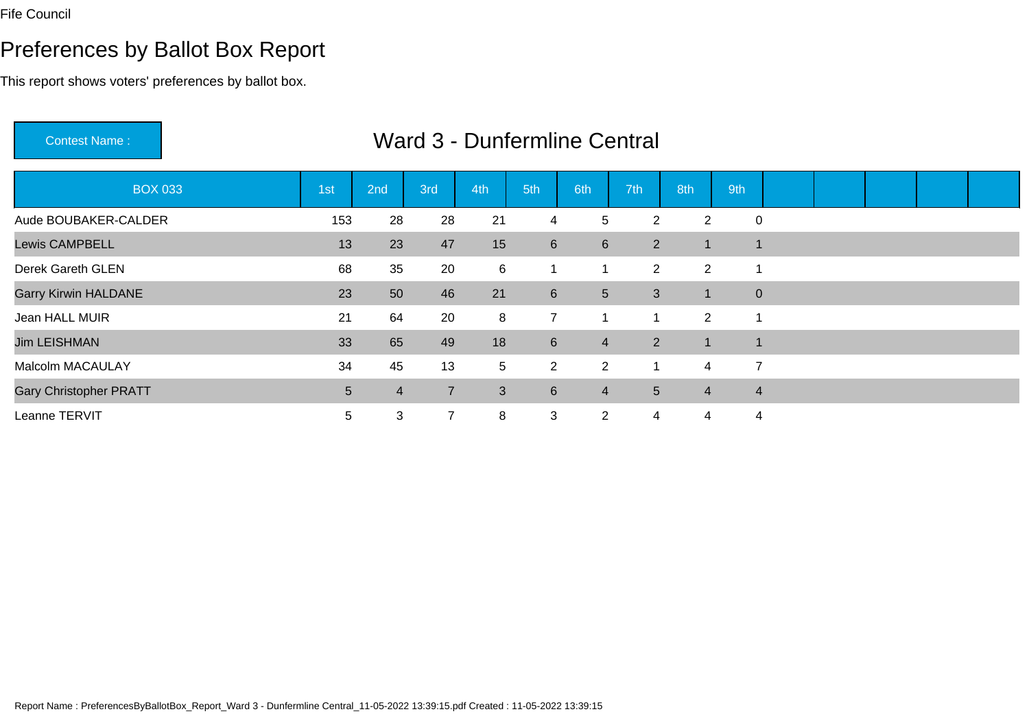Fife Council

# Preferences by Ballot Box Report

This report shows voters' preferences by ballot box.

Contest Name : Ward 3 - Dunfermline Central

| BOX 033 | 1st | 2nd | 3rd | 4th | 5th | 6th | 7th | 8th | 9th |
|---|---|---|---|---|---|---|---|---|---|
| Aude BOUBAKER-CALDER | 153 | 28 | 28 | 21 | 4 | 5 | 2 | 2 | 0 |
| Lewis CAMPBELL | 13 | 23 | 47 | 15 | 6 | 6 | 2 | 1 | 1 |
| Derek Gareth GLEN | 68 | 35 | 20 | 6 | 1 | 1 | 2 | 2 | 1 |
| Garry Kirwin HALDANE | 23 | 50 | 46 | 21 | 6 | 5 | 3 | 1 | 0 |
| Jean HALL MUIR | 21 | 64 | 20 | 8 | 7 | 1 | 1 | 2 | 1 |
| Jim LEISHMAN | 33 | 65 | 49 | 18 | 6 | 4 | 2 | 1 | 1 |
| Malcolm MACAULAY | 34 | 45 | 13 | 5 | 2 | 2 | 1 | 4 | 7 |
| Gary Christopher PRATT | 5 | 4 | 7 | 3 | 6 | 4 | 5 | 4 | 4 |
| Leanne TERVIT | 5 | 3 | 7 | 8 | 3 | 2 | 4 | 4 | 4 |

Report Name : PreferencesByBallotBox_Report_Ward 3 - Dunfermline Central_11-05-2022 13:39:15.pdf Created : 11-05-2022 13:39:15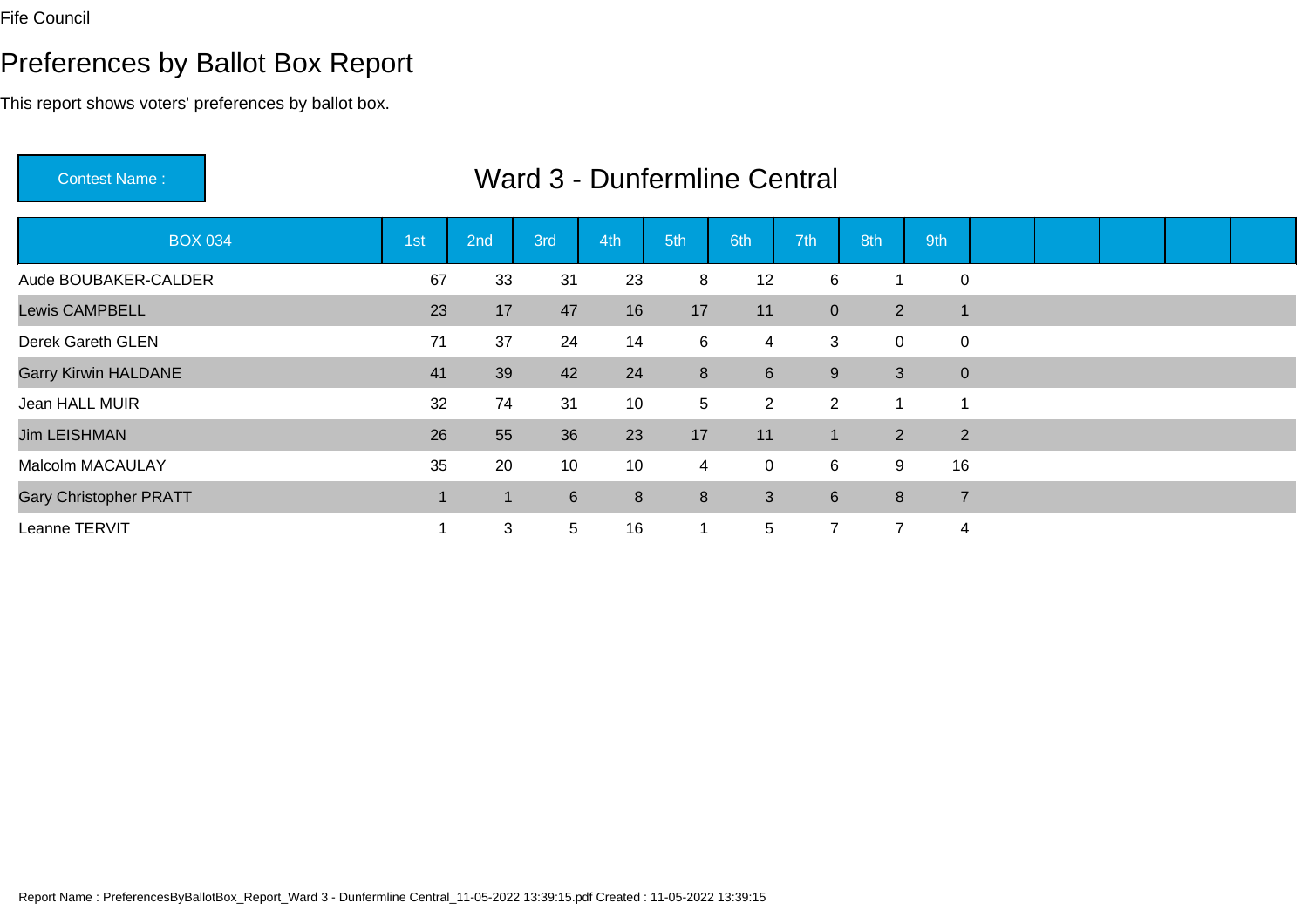Fife Council

# Preferences by Ballot Box Report

This report shows voters' preferences by ballot box.

**Contest Name :** Ward 3 - Dunfermline Central

| BOX 034 | 1st | 2nd | 3rd | 4th | 5th | 6th | 7th | 8th | 9th |
|---|---|---|---|---|---|---|---|---|---|
| Aude BOUBAKER-CALDER | 67 | 33 | 31 | 23 | 8 | 12 | 6 | 1 | 0 |
| Lewis CAMPBELL | 23 | 17 | 47 | 16 | 17 | 11 | 0 | 2 | 1 |
| Derek Gareth GLEN | 71 | 37 | 24 | 14 | 6 | 4 | 3 | 0 | 0 |
| Garry Kirwin HALDANE | 41 | 39 | 42 | 24 | 8 | 6 | 9 | 3 | 0 |
| Jean HALL MUIR | 32 | 74 | 31 | 10 | 5 | 2 | 2 | 1 | 1 |
| Jim LEISHMAN | 26 | 55 | 36 | 23 | 17 | 11 | 1 | 2 | 2 |
| Malcolm MACAULAY | 35 | 20 | 10 | 10 | 4 | 0 | 6 | 9 | 16 |
| Gary Christopher PRATT | 1 | 1 | 6 | 8 | 8 | 3 | 6 | 8 | 7 |
| Leanne TERVIT | 1 | 3 | 5 | 16 | 1 | 5 | 7 | 7 | 4 |

Report Name : PreferencesByBallotBox_Report_Ward 3 - Dunfermline Central_11-05-2022 13:39:15.pdf Created : 11-05-2022 13:39:15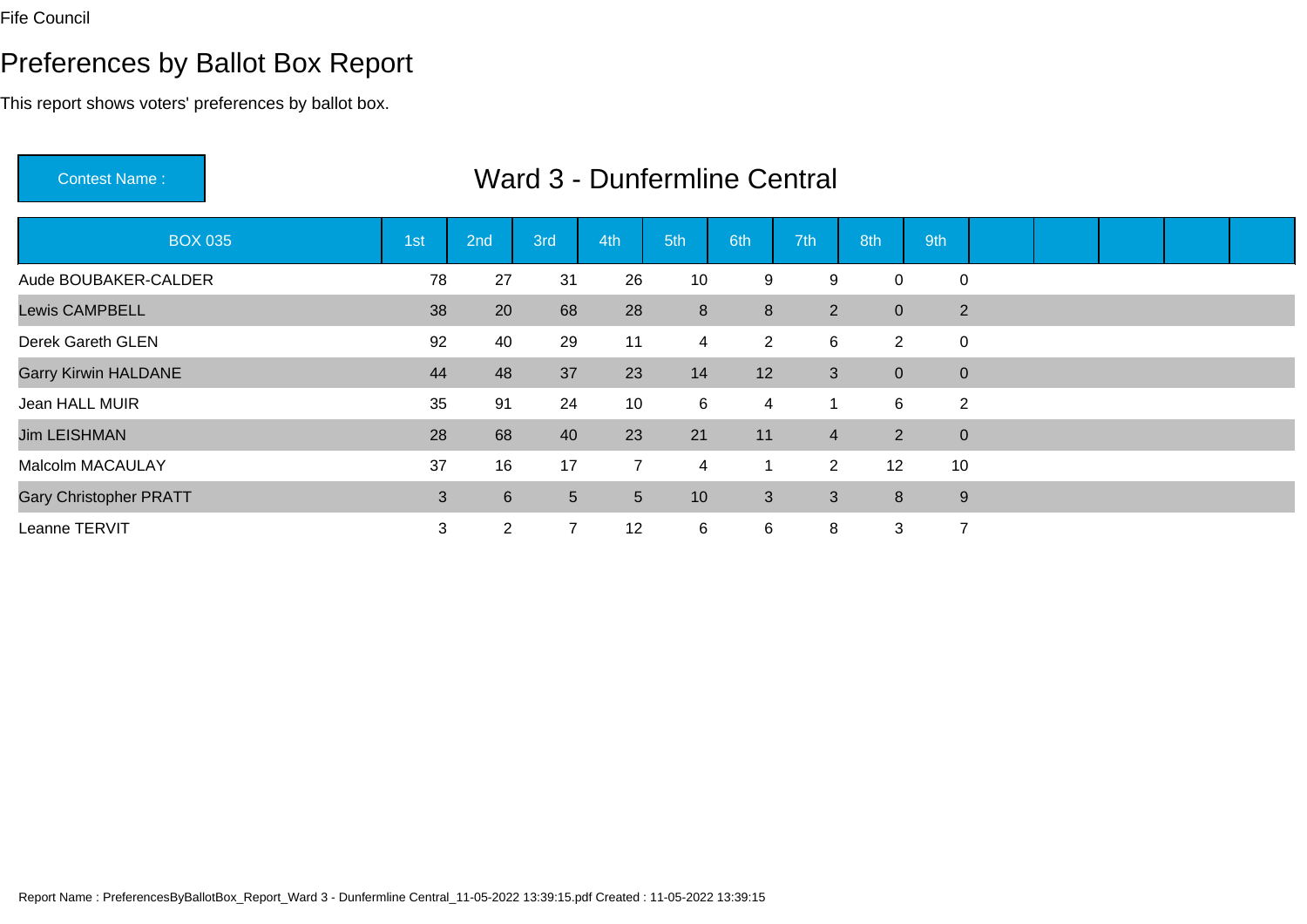Fife Council

# Preferences by Ballot Box Report

This report shows voters' preferences by ballot box.

Contest Name : **Ward 3 - Dunfermline Central**

| BOX 035 | 1st | 2nd | 3rd | 4th | 5th | 6th | 7th | 8th | 9th | | | | | |
|---|---|---|---|---|---|---|---|---|---|---|---|---|---|---|
| Aude BOUBAKER-CALDER | 78 | 27 | 31 | 26 | 10 | 9 | 9 | 0 | 0 | | | | | |
| Lewis CAMPBELL | 38 | 20 | 68 | 28 | 8 | 8 | 2 | 0 | 2 | | | | | |
| Derek Gareth GLEN | 92 | 40 | 29 | 11 | 4 | 2 | 6 | 2 | 0 | | | | | |
| Garry Kirwin HALDANE | 44 | 48 | 37 | 23 | 14 | 12 | 3 | 0 | 0 | | | | | |
| Jean HALL MUIR | 35 | 91 | 24 | 10 | 6 | 4 | 1 | 6 | 2 | | | | | |
| Jim LEISHMAN | 28 | 68 | 40 | 23 | 21 | 11 | 4 | 2 | 0 | | | | | |
| Malcolm MACAULAY | 37 | 16 | 17 | 7 | 4 | 1 | 2 | 12 | 10 | | | | | |
| Gary Christopher PRATT | 3 | 6 | 5 | 5 | 10 | 3 | 3 | 8 | 9 | | | | | |
| Leanne TERVIT | 3 | 2 | 7 | 12 | 6 | 6 | 8 | 3 | 7 | | | | | |

Report Name : PreferencesByBallotBox_Report_Ward 3 - Dunfermline Central_11-05-2022 13:39:15.pdf Created : 11-05-2022 13:39:15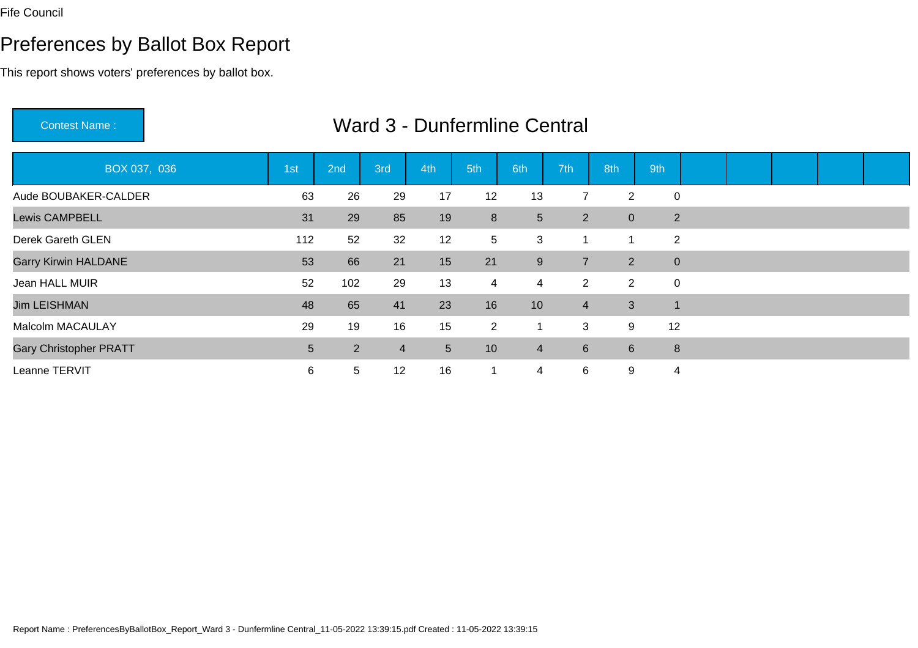Fife Council

# Preferences by Ballot Box Report

This report shows voters' preferences by ballot box.

Contest Name : **Ward 3 - Dunfermline Central**

| BOX 037, 036 | 1st | 2nd | 3rd | 4th | 5th | 6th | 7th | 8th | 9th | | | | | |
|---|---|---|---|---|---|---|---|---|---|---|---|---|---|---|
| Aude BOUBAKER-CALDER | 63 | 26 | 29 | 17 | 12 | 13 | 7 | 2 | 0 | | | | | |
| Lewis CAMPBELL | 31 | 29 | 85 | 19 | 8 | 5 | 2 | 0 | 2 | | | | | |
| Derek Gareth GLEN | 112 | 52 | 32 | 12 | 5 | 3 | 1 | 1 | 2 | | | | | |
| Garry Kirwin HALDANE | 53 | 66 | 21 | 15 | 21 | 9 | 7 | 2 | 0 | | | | | |
| Jean HALL MUIR | 52 | 102 | 29 | 13 | 4 | 4 | 2 | 2 | 0 | | | | | |
| Jim LEISHMAN | 48 | 65 | 41 | 23 | 16 | 10 | 4 | 3 | 1 | | | | | |
| Malcolm MACAULAY | 29 | 19 | 16 | 15 | 2 | 1 | 3 | 9 | 12 | | | | | |
| Gary Christopher PRATT | 5 | 2 | 4 | 5 | 10 | 4 | 6 | 6 | 8 | | | | | |
| Leanne TERVIT | 6 | 5 | 12 | 16 | 1 | 4 | 6 | 9 | 4 | | | | | |

Report Name : PreferencesByBallotBox_Report_Ward 3 - Dunfermline Central_11-05-2022 13:39:15.pdf Created : 11-05-2022 13:39:15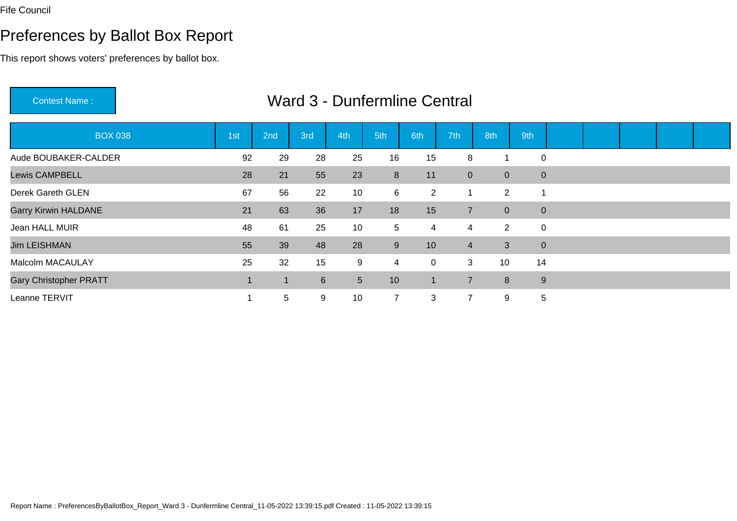Fife Council

# Preferences by Ballot Box Report

This report shows voters' preferences by ballot box.

Contest Name : Ward 3 - Dunfermline Central

| BOX 038 | 1st | 2nd | 3rd | 4th | 5th | 6th | 7th | 8th | 9th | | | | | |
|---|---|---|---|---|---|---|---|---|---|---|---|---|---|---|
| Aude BOUBAKER-CALDER | 92 | 29 | 28 | 25 | 16 | 15 | 8 | 1 | 0 | | | | | |
| Lewis CAMPBELL | 28 | 21 | 55 | 23 | 8 | 11 | 0 | 0 | 0 | | | | | |
| Derek Gareth GLEN | 67 | 56 | 22 | 10 | 6 | 2 | 1 | 2 | 1 | | | | | |
| Garry Kirwin HALDANE | 21 | 63 | 36 | 17 | 18 | 15 | 7 | 0 | 0 | | | | | |
| Jean HALL MUIR | 48 | 61 | 25 | 10 | 5 | 4 | 4 | 2 | 0 | | | | | |
| Jim LEISHMAN | 55 | 39 | 48 | 28 | 9 | 10 | 4 | 3 | 0 | | | | | |
| Malcolm MACAULAY | 25 | 32 | 15 | 9 | 4 | 0 | 3 | 10 | 14 | | | | | |
| Gary Christopher PRATT | 1 | 1 | 6 | 5 | 10 | 1 | 7 | 8 | 9 | | | | | |
| Leanne TERVIT | 1 | 5 | 9 | 10 | 7 | 3 | 7 | 9 | 5 | | | | | |

Report Name : PreferencesByBallotBox_Report_Ward 3 - Dunfermline Central_11-05-2022 13:39:15.pdf Created : 11-05-2022 13:39:15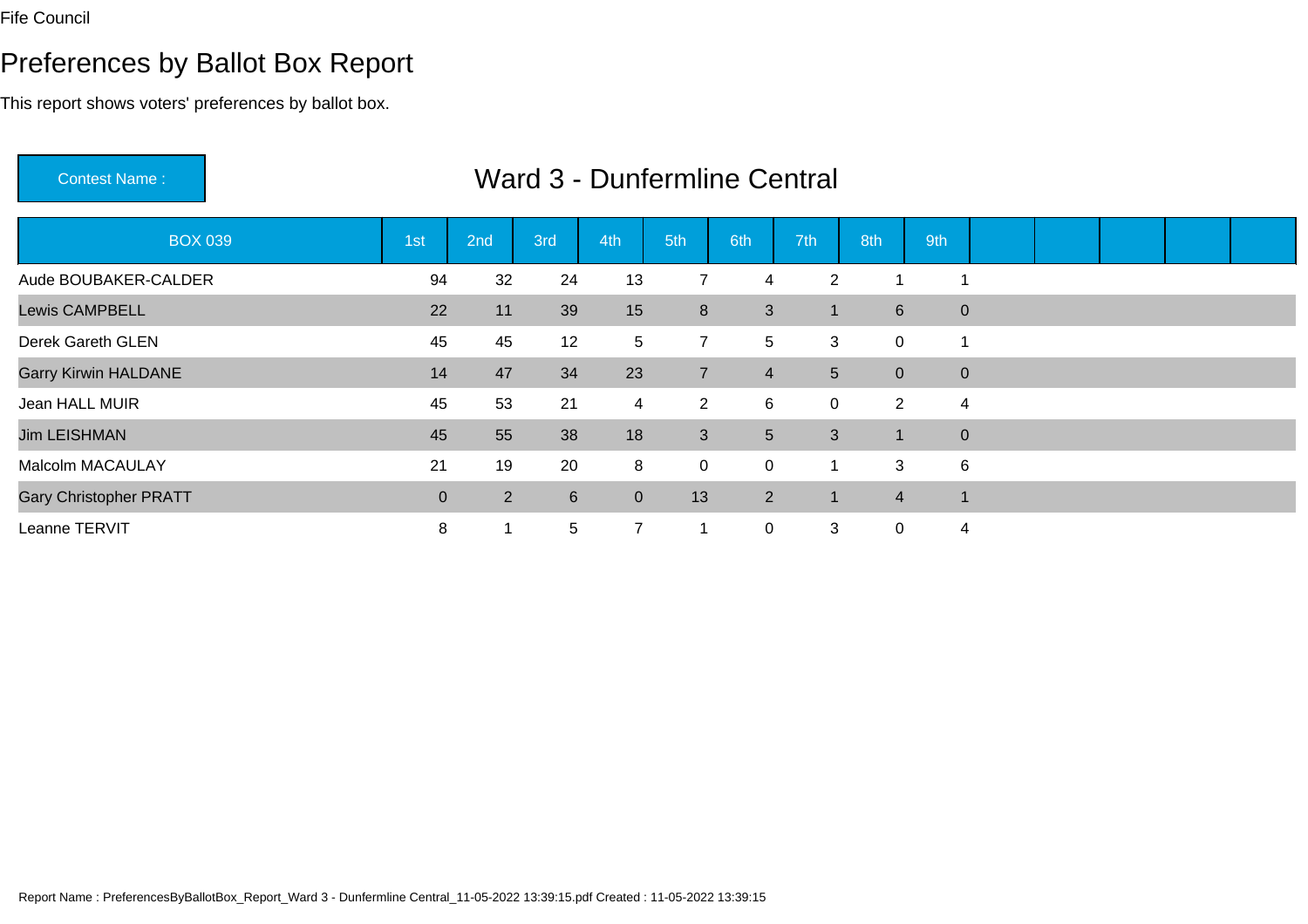Fife Council

# Preferences by Ballot Box Report

This report shows voters' preferences by ballot box.

Contest Name : **Ward 3 - Dunfermline Central**

| BOX 039 | 1st | 2nd | 3rd | 4th | 5th | 6th | 7th | 8th | 9th | | | | | |
|---|---|---|---|---|---|---|---|---|---|---|---|---|---|---|
| Aude BOUBAKER-CALDER | 94 | 32 | 24 | 13 | 7 | 4 | 2 | 1 | 1 | | | | | |
| Lewis CAMPBELL | 22 | 11 | 39 | 15 | 8 | 3 | 1 | 6 | 0 | | | | | |
| Derek Gareth GLEN | 45 | 45 | 12 | 5 | 7 | 5 | 3 | 0 | 1 | | | | | |
| Garry Kirwin HALDANE | 14 | 47 | 34 | 23 | 7 | 4 | 5 | 0 | 0 | | | | | |
| Jean HALL MUIR | 45 | 53 | 21 | 4 | 2 | 6 | 0 | 2 | 4 | | | | | |
| Jim LEISHMAN | 45 | 55 | 38 | 18 | 3 | 5 | 3 | 1 | 0 | | | | | |
| Malcolm MACAULAY | 21 | 19 | 20 | 8 | 0 | 0 | 1 | 3 | 6 | | | | | |
| Gary Christopher PRATT | 0 | 2 | 6 | 0 | 13 | 2 | 1 | 4 | 1 | | | | | |
| Leanne TERVIT | 8 | 1 | 5 | 7 | 1 | 0 | 3 | 0 | 4 | | | | | |

Report Name : PreferencesByBallotBox_Report_Ward 3 - Dunfermline Central_11-05-2022 13:39:15.pdf Created : 11-05-2022 13:39:15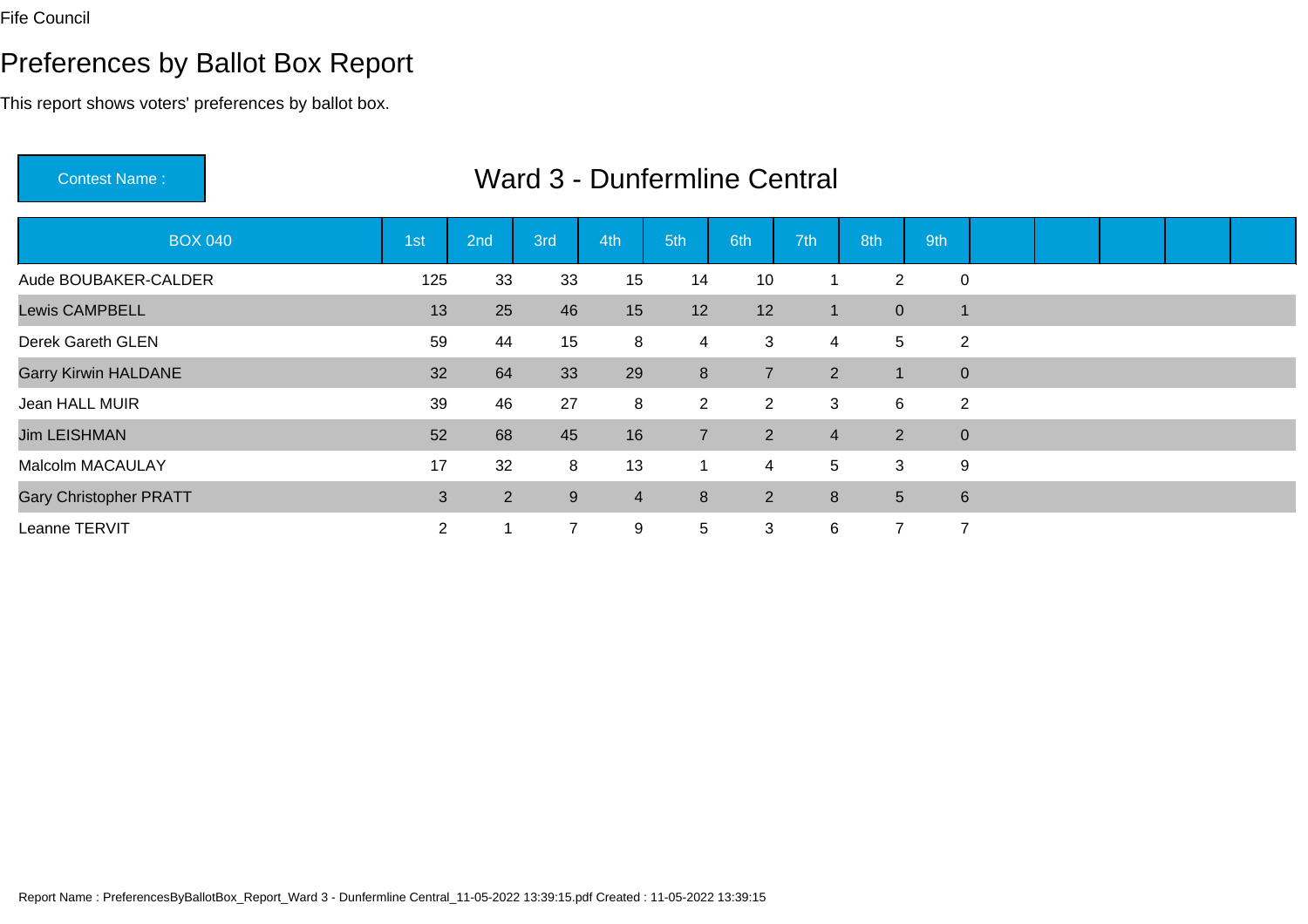Fife Council

# Preferences by Ballot Box Report

This report shows voters' preferences by ballot box.

**Contest Name :** Ward 3 - Dunfermline Central

| BOX 040 | 1st | 2nd | 3rd | 4th | 5th | 6th | 7th | 8th | 9th | | | | | |
|---|---|---|---|---|---|---|---|---|---|---|---|---|---|---|
| Aude BOUBAKER-CALDER | 125 | 33 | 33 | 15 | 14 | 10 | 1 | 2 | 0 | | | | | |
| Lewis CAMPBELL | 13 | 25 | 46 | 15 | 12 | 12 | 1 | 0 | 1 | | | | | |
| Derek Gareth GLEN | 59 | 44 | 15 | 8 | 4 | 3 | 4 | 5 | 2 | | | | | |
| Garry Kirwin HALDANE | 32 | 64 | 33 | 29 | 8 | 7 | 2 | 1 | 0 | | | | | |
| Jean HALL MUIR | 39 | 46 | 27 | 8 | 2 | 2 | 3 | 6 | 2 | | | | | |
| Jim LEISHMAN | 52 | 68 | 45 | 16 | 7 | 2 | 4 | 2 | 0 | | | | | |
| Malcolm MACAULAY | 17 | 32 | 8 | 13 | 1 | 4 | 5 | 3 | 9 | | | | | |
| Gary Christopher PRATT | 3 | 2 | 9 | 4 | 8 | 2 | 8 | 5 | 6 | | | | | |
| Leanne TERVIT | 2 | 1 | 7 | 9 | 5 | 3 | 6 | 7 | 7 | | | | | |

Report Name : PreferencesByBallotBox_Report_Ward 3 - Dunfermline Central_11-05-2022 13:39:15.pdf Created : 11-05-2022 13:39:15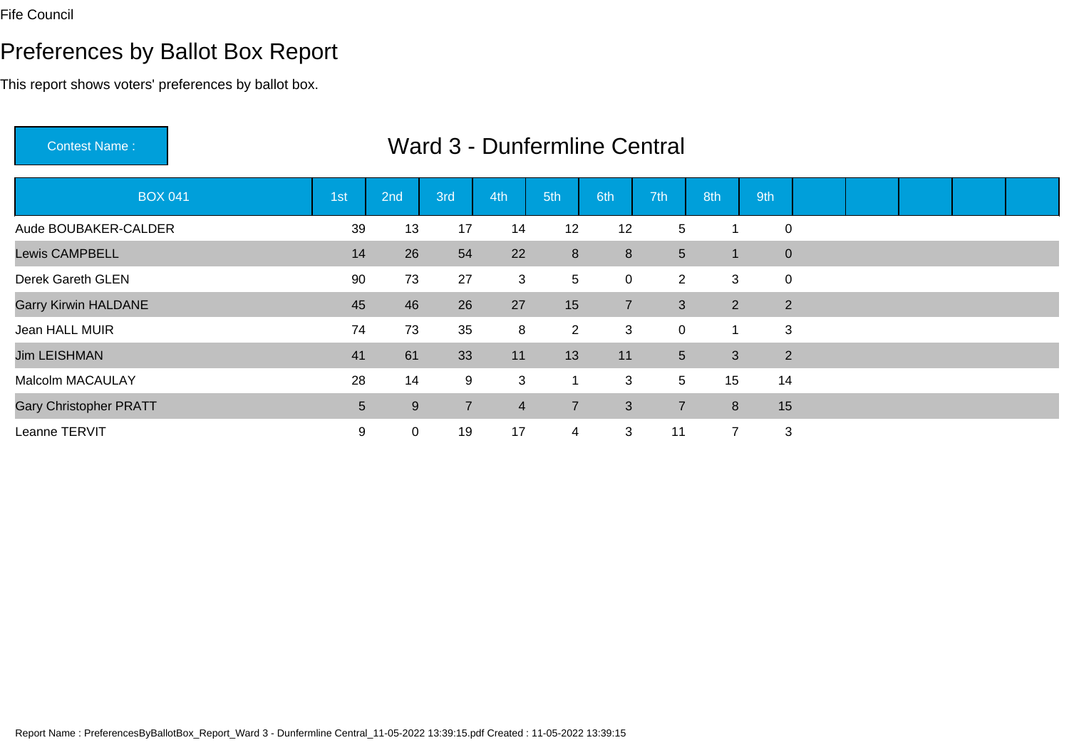Fife Council

# Preferences by Ballot Box Report

This report shows voters' preferences by ballot box.

| Contest Name : | Ward 3 - Dunfermline Central |
|---|---|

| BOX 041 | 1st | 2nd | 3rd | 4th | 5th | 6th | 7th | 8th | 9th | | | | | |
|---|---|---|---|---|---|---|---|---|---|---|---|---|---|---|
| Aude BOUBAKER-CALDER | 39 | 13 | 17 | 14 | 12 | 12 | 5 | 1 | 0 | | | | | |
| Lewis CAMPBELL | 14 | 26 | 54 | 22 | 8 | 8 | 5 | 1 | 0 | | | | | |
| Derek Gareth GLEN | 90 | 73 | 27 | 3 | 5 | 0 | 2 | 3 | 0 | | | | | |
| Garry Kirwin HALDANE | 45 | 46 | 26 | 27 | 15 | 7 | 3 | 2 | 2 | | | | | |
| Jean HALL MUIR | 74 | 73 | 35 | 8 | 2 | 3 | 0 | 1 | 3 | | | | | |
| Jim LEISHMAN | 41 | 61 | 33 | 11 | 13 | 11 | 5 | 3 | 2 | | | | | |
| Malcolm MACAULAY | 28 | 14 | 9 | 3 | 1 | 3 | 5 | 15 | 14 | | | | | |
| Gary Christopher PRATT | 5 | 9 | 7 | 4 | 7 | 3 | 7 | 8 | 15 | | | | | |
| Leanne TERVIT | 9 | 0 | 19 | 17 | 4 | 3 | 11 | 7 | 3 | | | | | |

Report Name : PreferencesByBallotBox_Report_Ward 3 - Dunfermline Central_11-05-2022 13:39:15.pdf Created : 11-05-2022 13:39:15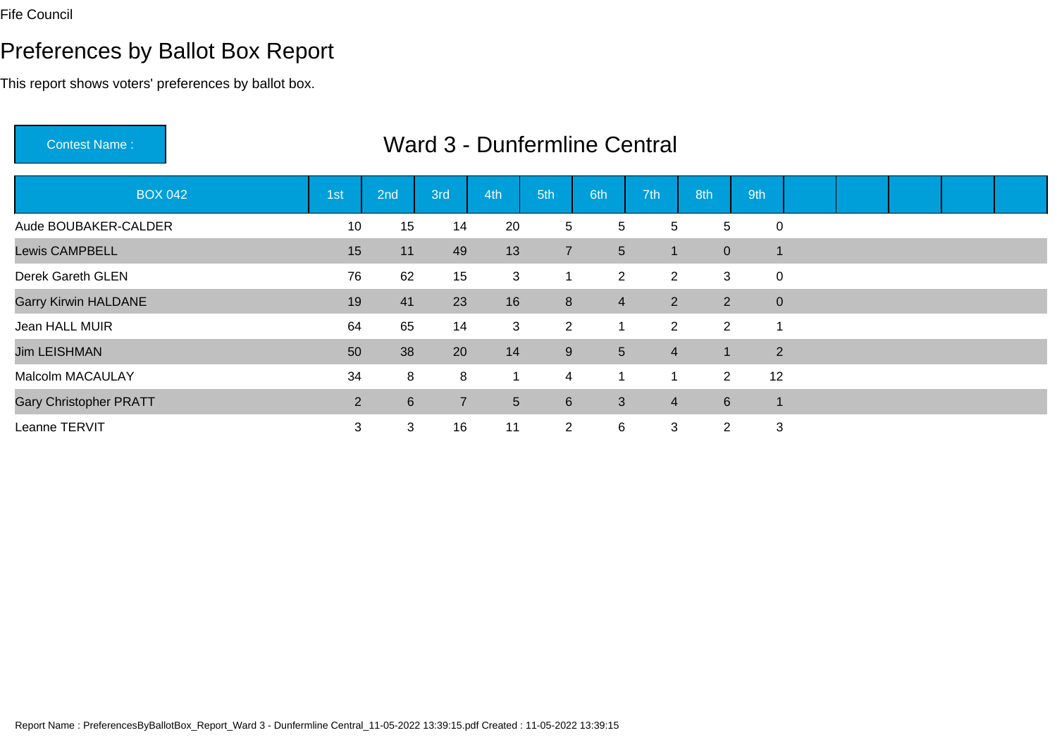Fife Council

# Preferences by Ballot Box Report

This report shows voters' preferences by ballot box.

Contest Name : **Ward 3 - Dunfermline Central**

| BOX 042 | 1st | 2nd | 3rd | 4th | 5th | 6th | 7th | 8th | 9th | | | | | |
|---|---|---|---|---|---|---|---|---|---|---|---|---|---|---|
| Aude BOUBAKER-CALDER | 10 | 15 | 14 | 20 | 5 | 5 | 5 | 5 | 0 | | | | | |
| Lewis CAMPBELL | 15 | 11 | 49 | 13 | 7 | 5 | 1 | 0 | 1 | | | | | |
| Derek Gareth GLEN | 76 | 62 | 15 | 3 | 1 | 2 | 2 | 3 | 0 | | | | | |
| Garry Kirwin HALDANE | 19 | 41 | 23 | 16 | 8 | 4 | 2 | 2 | 0 | | | | | |
| Jean HALL MUIR | 64 | 65 | 14 | 3 | 2 | 1 | 2 | 2 | 1 | | | | | |
| Jim LEISHMAN | 50 | 38 | 20 | 14 | 9 | 5 | 4 | 1 | 2 | | | | | |
| Malcolm MACAULAY | 34 | 8 | 8 | 1 | 4 | 1 | 1 | 2 | 12 | | | | | |
| Gary Christopher PRATT | 2 | 6 | 7 | 5 | 6 | 3 | 4 | 6 | 1 | | | | | |
| Leanne TERVIT | 3 | 3 | 16 | 11 | 2 | 6 | 3 | 2 | 3 | | | | | |

Report Name : PreferencesByBallotBox_Report_Ward 3 - Dunfermline Central_11-05-2022 13:39:15.pdf Created : 11-05-2022 13:39:15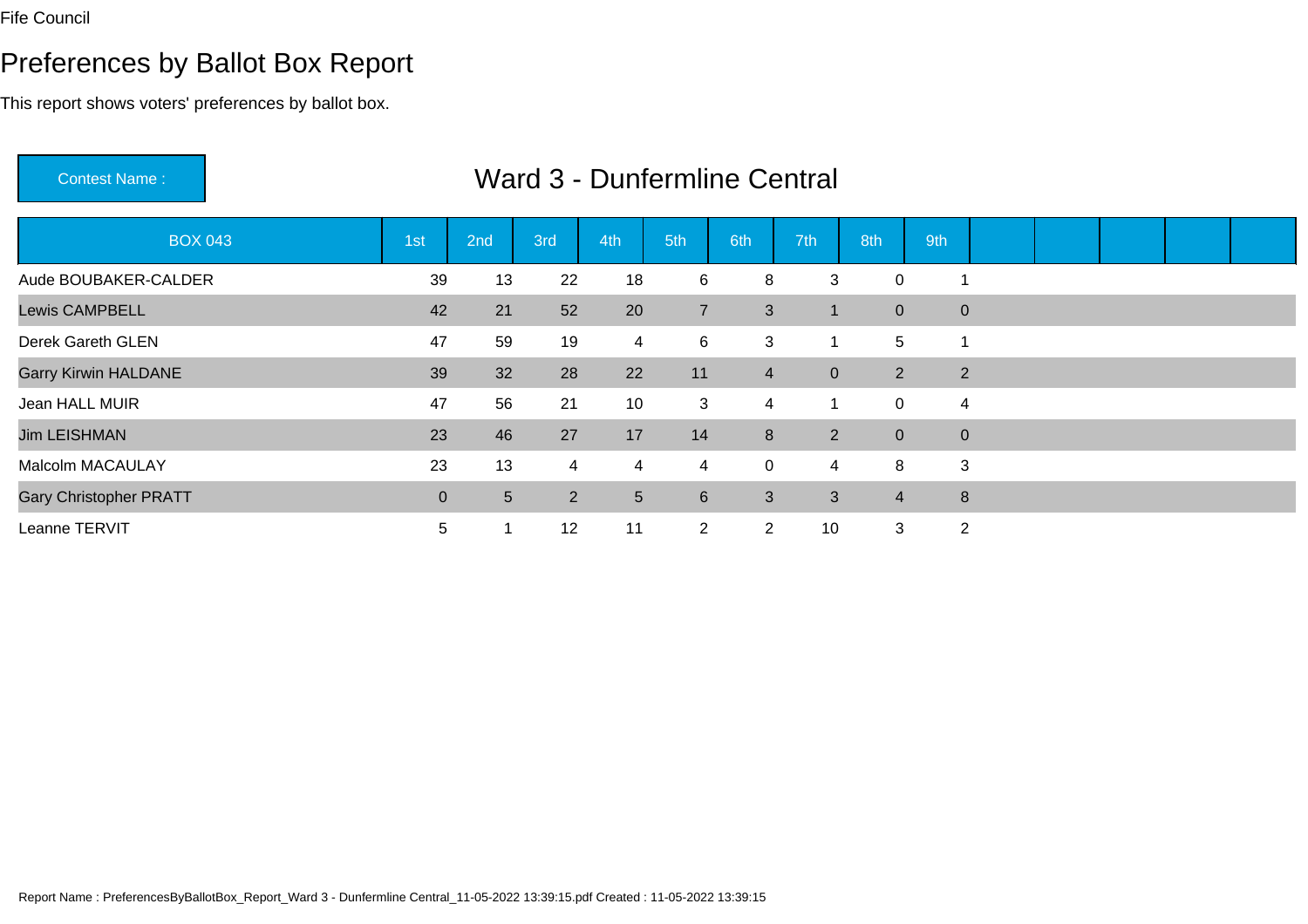Fife Council

# Preferences by Ballot Box Report

This report shows voters' preferences by ballot box.

Contest Name : **Ward 3 - Dunfermline Central**

| BOX 043 | 1st | 2nd | 3rd | 4th | 5th | 6th | 7th | 8th | 9th |
|---|---|---|---|---|---|---|---|---|---|
| Aude BOUBAKER-CALDER | 39 | 13 | 22 | 18 | 6 | 8 | 3 | 0 | 1 |
| Lewis CAMPBELL | 42 | 21 | 52 | 20 | 7 | 3 | 1 | 0 | 0 |
| Derek Gareth GLEN | 47 | 59 | 19 | 4 | 6 | 3 | 1 | 5 | 1 |
| Garry Kirwin HALDANE | 39 | 32 | 28 | 22 | 11 | 4 | 0 | 2 | 2 |
| Jean HALL MUIR | 47 | 56 | 21 | 10 | 3 | 4 | 1 | 0 | 4 |
| Jim LEISHMAN | 23 | 46 | 27 | 17 | 14 | 8 | 2 | 0 | 0 |
| Malcolm MACAULAY | 23 | 13 | 4 | 4 | 4 | 0 | 4 | 8 | 3 |
| Gary Christopher PRATT | 0 | 5 | 2 | 5 | 6 | 3 | 3 | 4 | 8 |
| Leanne TERVIT | 5 | 1 | 12 | 11 | 2 | 2 | 10 | 3 | 2 |

Report Name : PreferencesByBallotBox_Report_Ward 3 - Dunfermline Central_11-05-2022 13:39:15.pdf Created : 11-05-2022 13:39:15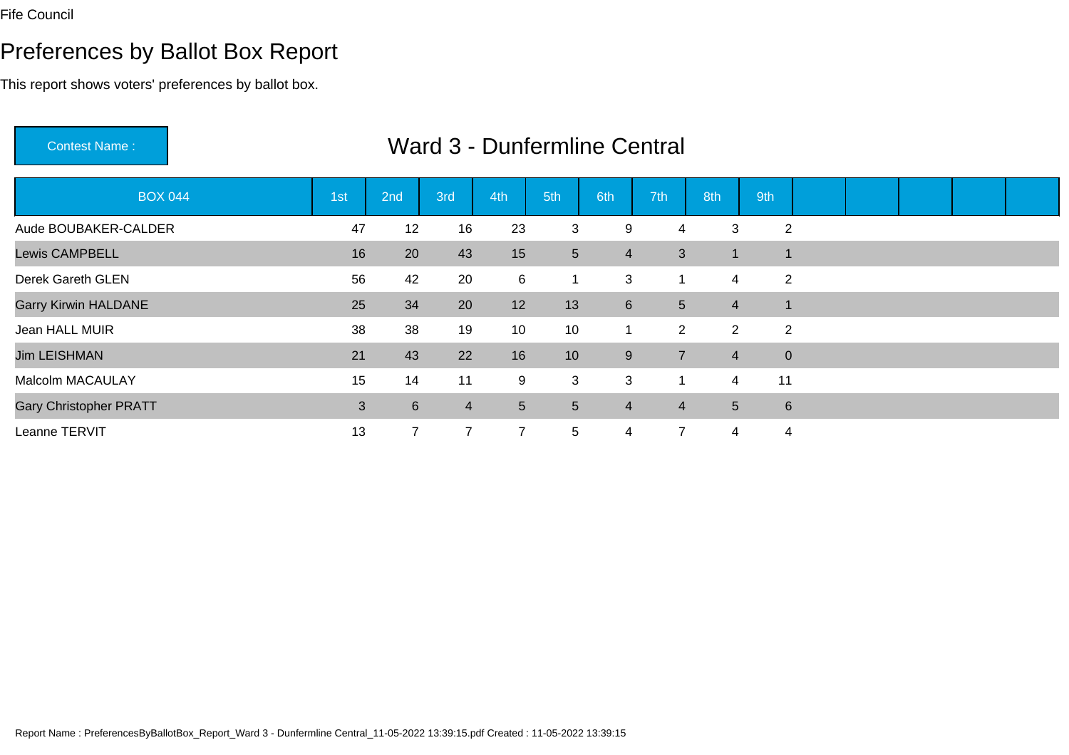Fife Council

# Preferences by Ballot Box Report

This report shows voters' preferences by ballot box.

Contest Name : **Ward 3 - Dunfermline Central**

| BOX 044 | 1st | 2nd | 3rd | 4th | 5th | 6th | 7th | 8th | 9th | | | | | |
|---|---|---|---|---|---|---|---|---|---|---|---|---|---|---|
| Aude BOUBAKER-CALDER | 47 | 12 | 16 | 23 | 3 | 9 | 4 | 3 | 2 | | | | | |
| Lewis CAMPBELL | 16 | 20 | 43 | 15 | 5 | 4 | 3 | 1 | 1 | | | | | |
| Derek Gareth GLEN | 56 | 42 | 20 | 6 | 1 | 3 | 1 | 4 | 2 | | | | | |
| Garry Kirwin HALDANE | 25 | 34 | 20 | 12 | 13 | 6 | 5 | 4 | 1 | | | | | |
| Jean HALL MUIR | 38 | 38 | 19 | 10 | 10 | 1 | 2 | 2 | 2 | | | | | |
| Jim LEISHMAN | 21 | 43 | 22 | 16 | 10 | 9 | 7 | 4 | 0 | | | | | |
| Malcolm MACAULAY | 15 | 14 | 11 | 9 | 3 | 3 | 1 | 4 | 11 | | | | | |
| Gary Christopher PRATT | 3 | 6 | 4 | 5 | 5 | 4 | 4 | 5 | 6 | | | | | |
| Leanne TERVIT | 13 | 7 | 7 | 7 | 5 | 4 | 7 | 4 | 4 | | | | | |

Report Name : PreferencesByBallotBox_Report_Ward 3 - Dunfermline Central_11-05-2022 13:39:15.pdf Created : 11-05-2022 13:39:15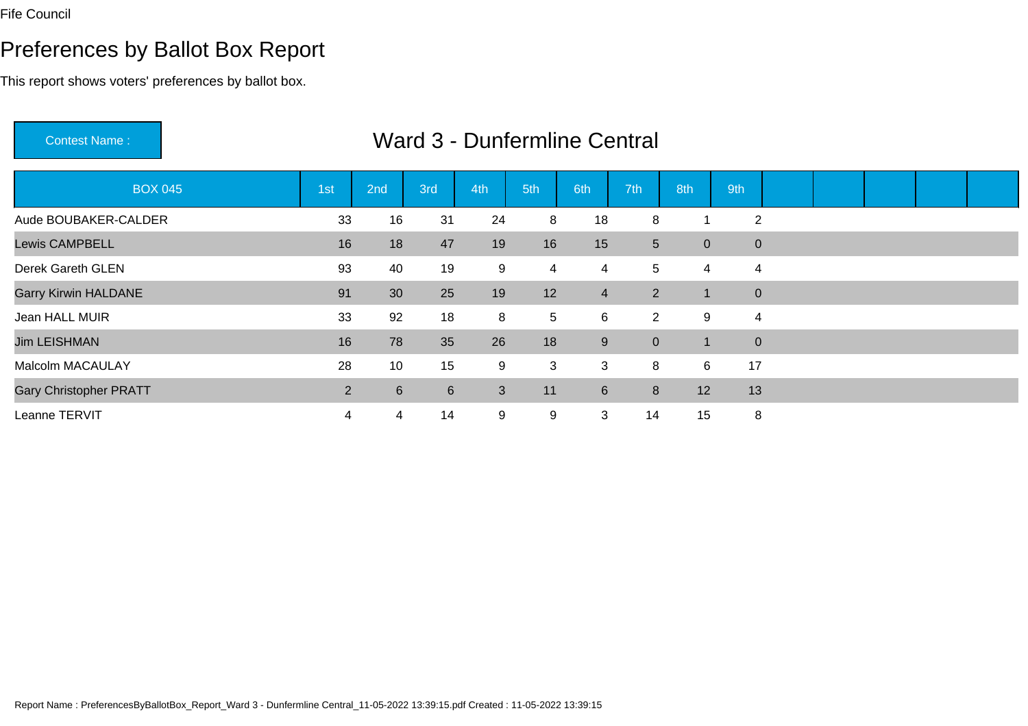Fife Council

# Preferences by Ballot Box Report

This report shows voters' preferences by ballot box.

| Contest Name : | Ward 3 - Dunfermline Central |
|---|---|

| BOX 045 | 1st | 2nd | 3rd | 4th | 5th | 6th | 7th | 8th | 9th | | | | | |
|---|---|---|---|---|---|---|---|---|---|---|---|---|---|---|
| Aude BOUBAKER-CALDER | 33 | 16 | 31 | 24 | 8 | 18 | 8 | 1 | 2 | | | | | |
| Lewis CAMPBELL | 16 | 18 | 47 | 19 | 16 | 15 | 5 | 0 | 0 | | | | | |
| Derek Gareth GLEN | 93 | 40 | 19 | 9 | 4 | 4 | 5 | 4 | 4 | | | | | |
| Garry Kirwin HALDANE | 91 | 30 | 25 | 19 | 12 | 4 | 2 | 1 | 0 | | | | | |
| Jean HALL MUIR | 33 | 92 | 18 | 8 | 5 | 6 | 2 | 9 | 4 | | | | | |
| Jim LEISHMAN | 16 | 78 | 35 | 26 | 18 | 9 | 0 | 1 | 0 | | | | | |
| Malcolm MACAULAY | 28 | 10 | 15 | 9 | 3 | 3 | 8 | 6 | 17 | | | | | |
| Gary Christopher PRATT | 2 | 6 | 6 | 3 | 11 | 6 | 8 | 12 | 13 | | | | | |
| Leanne TERVIT | 4 | 4 | 14 | 9 | 9 | 3 | 14 | 15 | 8 | | | | | |

Report Name : PreferencesByBallotBox_Report_Ward 3 - Dunfermline Central_11-05-2022 13:39:15.pdf Created : 11-05-2022 13:39:15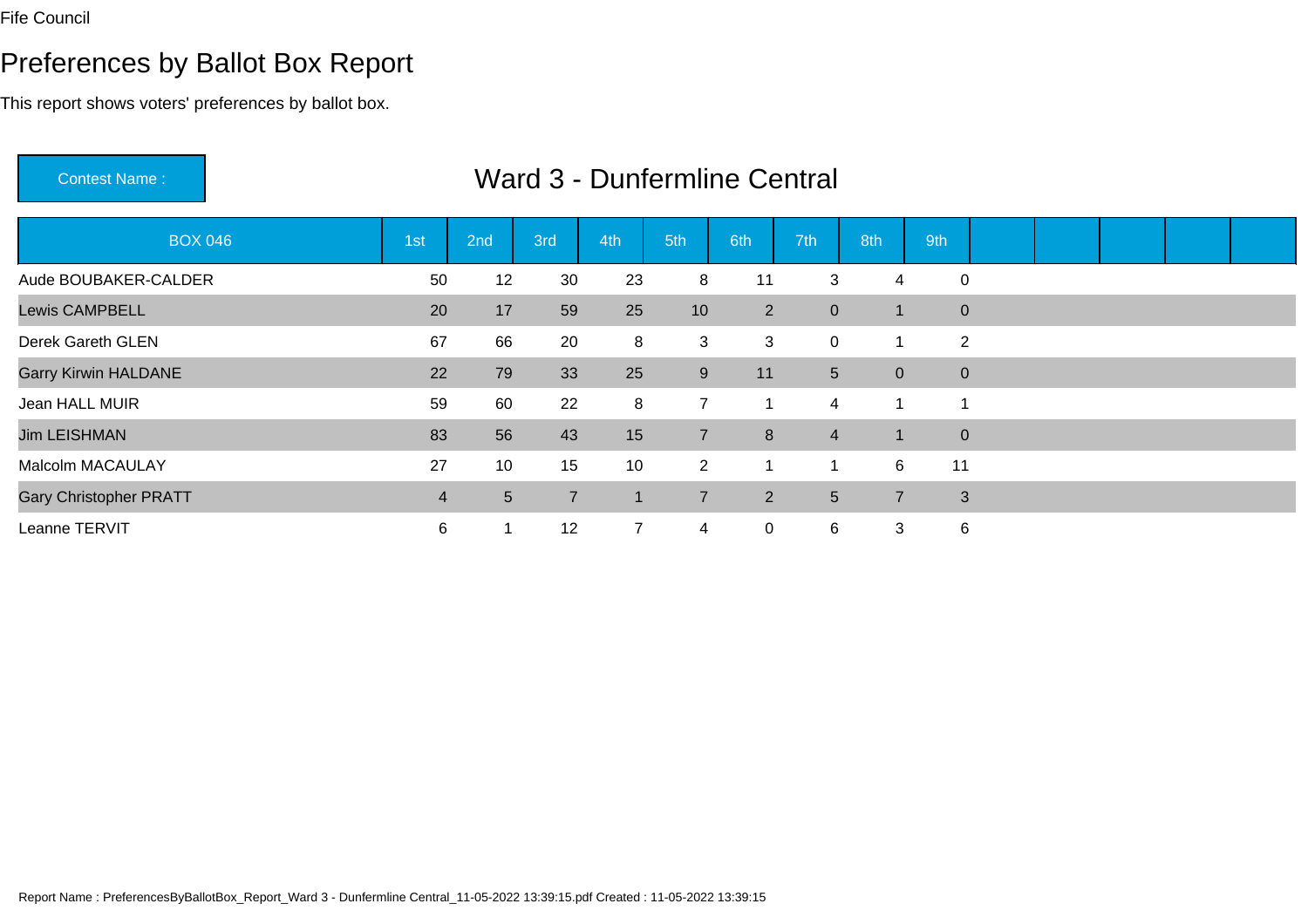Fife Council

# Preferences by Ballot Box Report

This report shows voters' preferences by ballot box.

Contest Name : **Ward 3 - Dunfermline Central**

| BOX 046 | 1st | 2nd | 3rd | 4th | 5th | 6th | 7th | 8th | 9th | | | | | |
|---|---|---|---|---|---|---|---|---|---|---|---|---|---|---|
| Aude BOUBAKER-CALDER | 50 | 12 | 30 | 23 | 8 | 11 | 3 | 4 | 0 | | | | | |
| Lewis CAMPBELL | 20 | 17 | 59 | 25 | 10 | 2 | 0 | 1 | 0 | | | | | |
| Derek Gareth GLEN | 67 | 66 | 20 | 8 | 3 | 3 | 0 | 1 | 2 | | | | | |
| Garry Kirwin HALDANE | 22 | 79 | 33 | 25 | 9 | 11 | 5 | 0 | 0 | | | | | |
| Jean HALL MUIR | 59 | 60 | 22 | 8 | 7 | 1 | 4 | 1 | 1 | | | | | |
| Jim LEISHMAN | 83 | 56 | 43 | 15 | 7 | 8 | 4 | 1 | 0 | | | | | |
| Malcolm MACAULAY | 27 | 10 | 15 | 10 | 2 | 1 | 1 | 6 | 11 | | | | | |
| Gary Christopher PRATT | 4 | 5 | 7 | 1 | 7 | 2 | 5 | 7 | 3 | | | | | |
| Leanne TERVIT | 6 | 1 | 12 | 7 | 4 | 0 | 6 | 3 | 6 | | | | | |

Report Name : PreferencesByBallotBox_Report_Ward 3 - Dunfermline Central_11-05-2022 13:39:15.pdf Created : 11-05-2022 13:39:15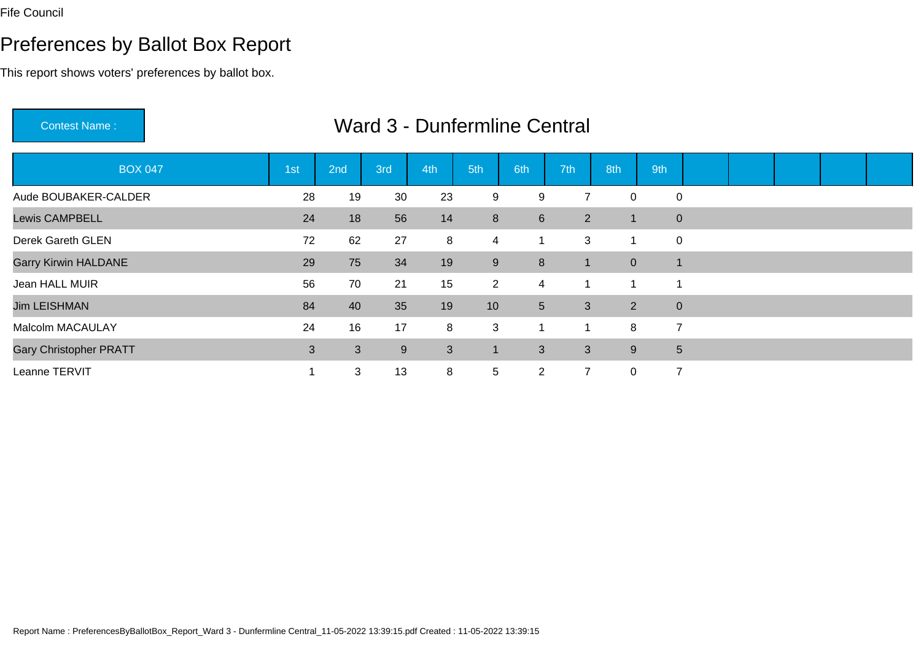Fife Council

# Preferences by Ballot Box Report

This report shows voters' preferences by ballot box.

Contest Name : **Ward 3 - Dunfermline Central**

| BOX 047 | 1st | 2nd | 3rd | 4th | 5th | 6th | 7th | 8th | 9th |
|---|---|---|---|---|---|---|---|---|---|
| Aude BOUBAKER-CALDER | 28 | 19 | 30 | 23 | 9 | 9 | 7 | 0 | 0 |
| Lewis CAMPBELL | 24 | 18 | 56 | 14 | 8 | 6 | 2 | 1 | 0 |
| Derek Gareth GLEN | 72 | 62 | 27 | 8 | 4 | 1 | 3 | 1 | 0 |
| Garry Kirwin HALDANE | 29 | 75 | 34 | 19 | 9 | 8 | 1 | 0 | 1 |
| Jean HALL MUIR | 56 | 70 | 21 | 15 | 2 | 4 | 1 | 1 | 1 |
| Jim LEISHMAN | 84 | 40 | 35 | 19 | 10 | 5 | 3 | 2 | 0 |
| Malcolm MACAULAY | 24 | 16 | 17 | 8 | 3 | 1 | 1 | 8 | 7 |
| Gary Christopher PRATT | 3 | 3 | 9 | 3 | 1 | 3 | 3 | 9 | 5 |
| Leanne TERVIT | 1 | 3 | 13 | 8 | 5 | 2 | 7 | 0 | 7 |

Report Name : PreferencesByBallotBox_Report_Ward 3 - Dunfermline Central_11-05-2022 13:39:15.pdf Created : 11-05-2022 13:39:15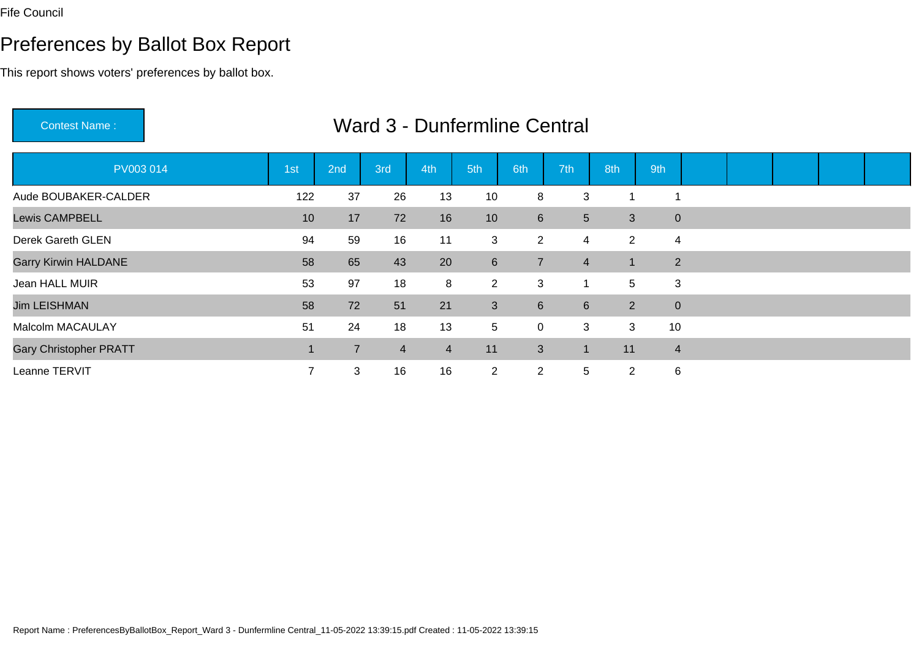Fife Council

# Preferences by Ballot Box Report

This report shows voters' preferences by ballot box.

**Contest Name :** Ward 3 - Dunfermline Central

| PV003 014 | 1st | 2nd | 3rd | 4th | 5th | 6th | 7th | 8th | 9th |
|---|---|---|---|---|---|---|---|---|---|
| Aude BOUBAKER-CALDER | 122 | 37 | 26 | 13 | 10 | 8 | 3 | 1 | 1 |
| Lewis CAMPBELL | 10 | 17 | 72 | 16 | 10 | 6 | 5 | 3 | 0 |
| Derek Gareth GLEN | 94 | 59 | 16 | 11 | 3 | 2 | 4 | 2 | 4 |
| Garry Kirwin HALDANE | 58 | 65 | 43 | 20 | 6 | 7 | 4 | 1 | 2 |
| Jean HALL MUIR | 53 | 97 | 18 | 8 | 2 | 3 | 1 | 5 | 3 |
| Jim LEISHMAN | 58 | 72 | 51 | 21 | 3 | 6 | 6 | 2 | 0 |
| Malcolm MACAULAY | 51 | 24 | 18 | 13 | 5 | 0 | 3 | 3 | 10 |
| Gary Christopher PRATT | 1 | 7 | 4 | 4 | 11 | 3 | 1 | 11 | 4 |
| Leanne TERVIT | 7 | 3 | 16 | 16 | 2 | 2 | 5 | 2 | 6 |

Report Name : PreferencesByBallotBox_Report_Ward 3 - Dunfermline Central_11-05-2022 13:39:15.pdf Created : 11-05-2022 13:39:15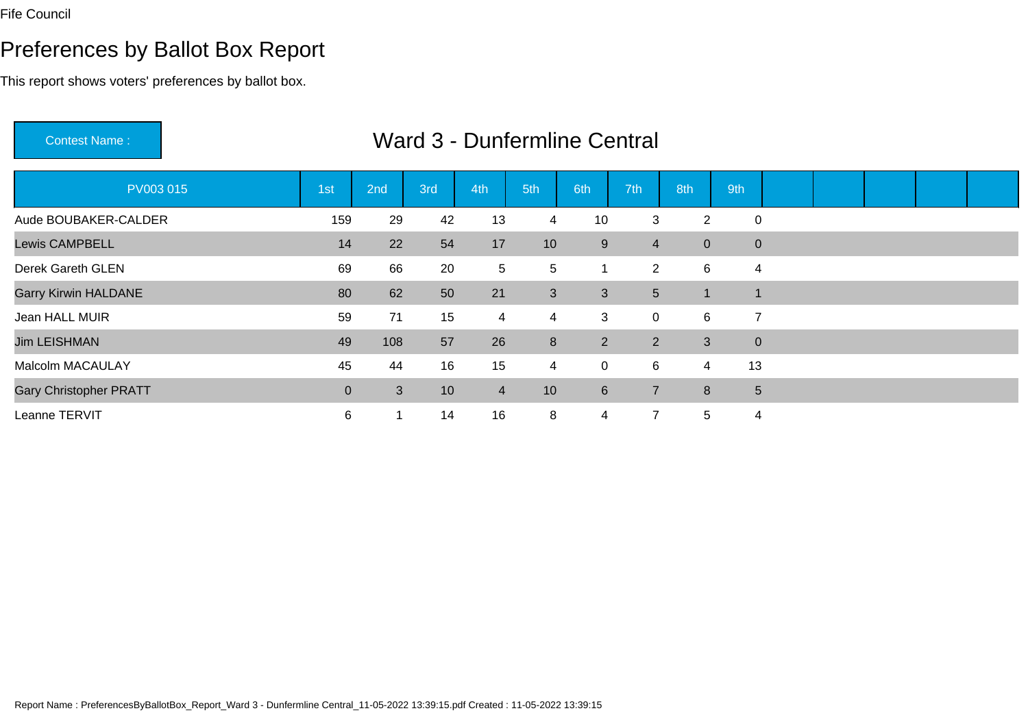Fife Council

# Preferences by Ballot Box Report

This report shows voters' preferences by ballot box.

Contest Name : **Ward 3 - Dunfermline Central**

| PV003 015 | 1st | 2nd | 3rd | 4th | 5th | 6th | 7th | 8th | 9th | | | | | |
|---|---|---|---|---|---|---|---|---|---|---|---|---|---|---|
| Aude BOUBAKER-CALDER | 159 | 29 | 42 | 13 | 4 | 10 | 3 | 2 | 0 | | | | | |
| Lewis CAMPBELL | 14 | 22 | 54 | 17 | 10 | 9 | 4 | 0 | 0 | | | | | |
| Derek Gareth GLEN | 69 | 66 | 20 | 5 | 5 | 1 | 2 | 6 | 4 | | | | | |
| Garry Kirwin HALDANE | 80 | 62 | 50 | 21 | 3 | 3 | 5 | 1 | 1 | | | | | |
| Jean HALL MUIR | 59 | 71 | 15 | 4 | 4 | 3 | 0 | 6 | 7 | | | | | |
| Jim LEISHMAN | 49 | 108 | 57 | 26 | 8 | 2 | 2 | 3 | 0 | | | | | |
| Malcolm MACAULAY | 45 | 44 | 16 | 15 | 4 | 0 | 6 | 4 | 13 | | | | | |
| Gary Christopher PRATT | 0 | 3 | 10 | 4 | 10 | 6 | 7 | 8 | 5 | | | | | |
| Leanne TERVIT | 6 | 1 | 14 | 16 | 8 | 4 | 7 | 5 | 4 | | | | | |

Report Name : PreferencesByBallotBox_Report_Ward 3 - Dunfermline Central_11-05-2022 13:39:15.pdf Created : 11-05-2022 13:39:15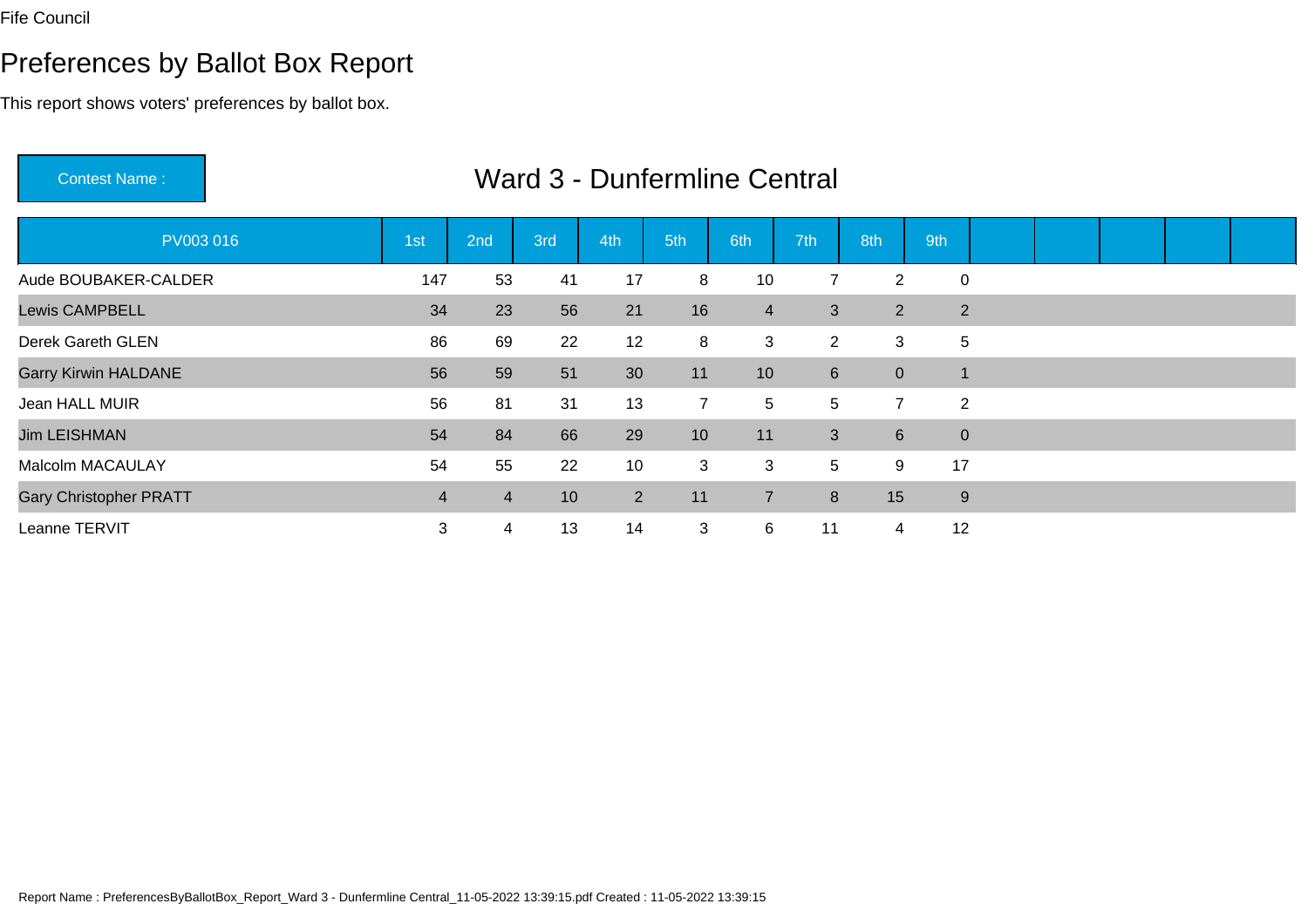Fife Council

# Preferences by Ballot Box Report

This report shows voters' preferences by ballot box.

Contest Name :

## Ward 3 - Dunfermline Central

| PV003 016 | 1st | 2nd | 3rd | 4th | 5th | 6th | 7th | 8th | 9th | | | | | |
|---|---|---|---|---|---|---|---|---|---|---|---|---|---|---|
| Aude BOUBAKER-CALDER | 147 | 53 | 41 | 17 | 8 | 10 | 7 | 2 | 0 | | | | | |
| Lewis CAMPBELL | 34 | 23 | 56 | 21 | 16 | 4 | 3 | 2 | 2 | | | | | |
| Derek Gareth GLEN | 86 | 69 | 22 | 12 | 8 | 3 | 2 | 3 | 5 | | | | | |
| Garry Kirwin HALDANE | 56 | 59 | 51 | 30 | 11 | 10 | 6 | 0 | 1 | | | | | |
| Jean HALL MUIR | 56 | 81 | 31 | 13 | 7 | 5 | 5 | 7 | 2 | | | | | |
| Jim LEISHMAN | 54 | 84 | 66 | 29 | 10 | 11 | 3 | 6 | 0 | | | | | |
| Malcolm MACAULAY | 54 | 55 | 22 | 10 | 3 | 3 | 5 | 9 | 17 | | | | | |
| Gary Christopher PRATT | 4 | 4 | 10 | 2 | 11 | 7 | 8 | 15 | 9 | | | | | |
| Leanne TERVIT | 3 | 4 | 13 | 14 | 3 | 6 | 11 | 4 | 12 | | | | | |

Report Name : PreferencesByBallotBox_Report_Ward 3 - Dunfermline Central_11-05-2022 13:39:15.pdf Created : 11-05-2022 13:39:15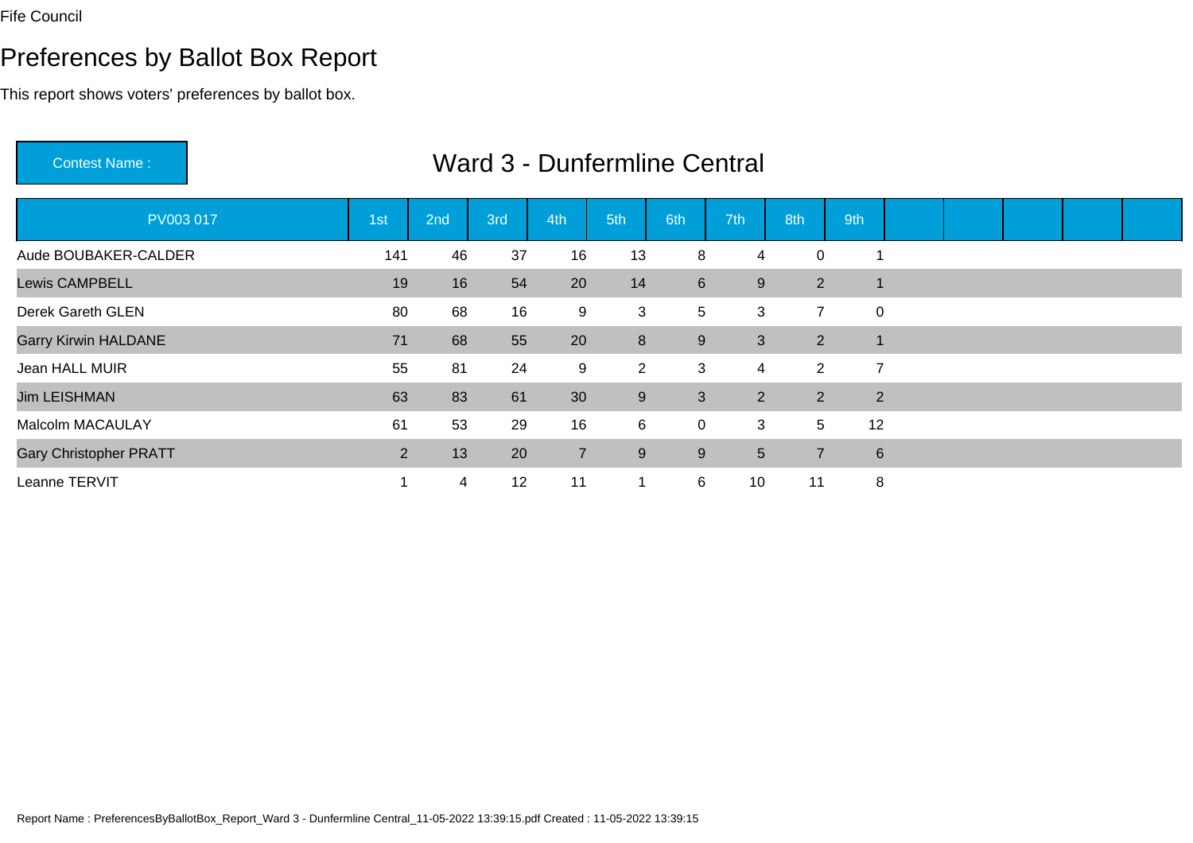Fife Council

# Preferences by Ballot Box Report

This report shows voters' preferences by ballot box.

**Contest Name :** Ward 3 - Dunfermline Central

| PV003 017 | 1st | 2nd | 3rd | 4th | 5th | 6th | 7th | 8th | 9th |
|---|---|---|---|---|---|---|---|---|---|
| Aude BOUBAKER-CALDER | 141 | 46 | 37 | 16 | 13 | 8 | 4 | 0 | 1 |
| Lewis CAMPBELL | 19 | 16 | 54 | 20 | 14 | 6 | 9 | 2 | 1 |
| Derek Gareth GLEN | 80 | 68 | 16 | 9 | 3 | 5 | 3 | 7 | 0 |
| Garry Kirwin HALDANE | 71 | 68 | 55 | 20 | 8 | 9 | 3 | 2 | 1 |
| Jean HALL MUIR | 55 | 81 | 24 | 9 | 2 | 3 | 4 | 2 | 7 |
| Jim LEISHMAN | 63 | 83 | 61 | 30 | 9 | 3 | 2 | 2 | 2 |
| Malcolm MACAULAY | 61 | 53 | 29 | 16 | 6 | 0 | 3 | 5 | 12 |
| Gary Christopher PRATT | 2 | 13 | 20 | 7 | 9 | 9 | 5 | 7 | 6 |
| Leanne TERVIT | 1 | 4 | 12 | 11 | 1 | 6 | 10 | 11 | 8 |

Report Name : PreferencesByBallotBox_Report_Ward 3 - Dunfermline Central_11-05-2022 13:39:15.pdf Created : 11-05-2022 13:39:15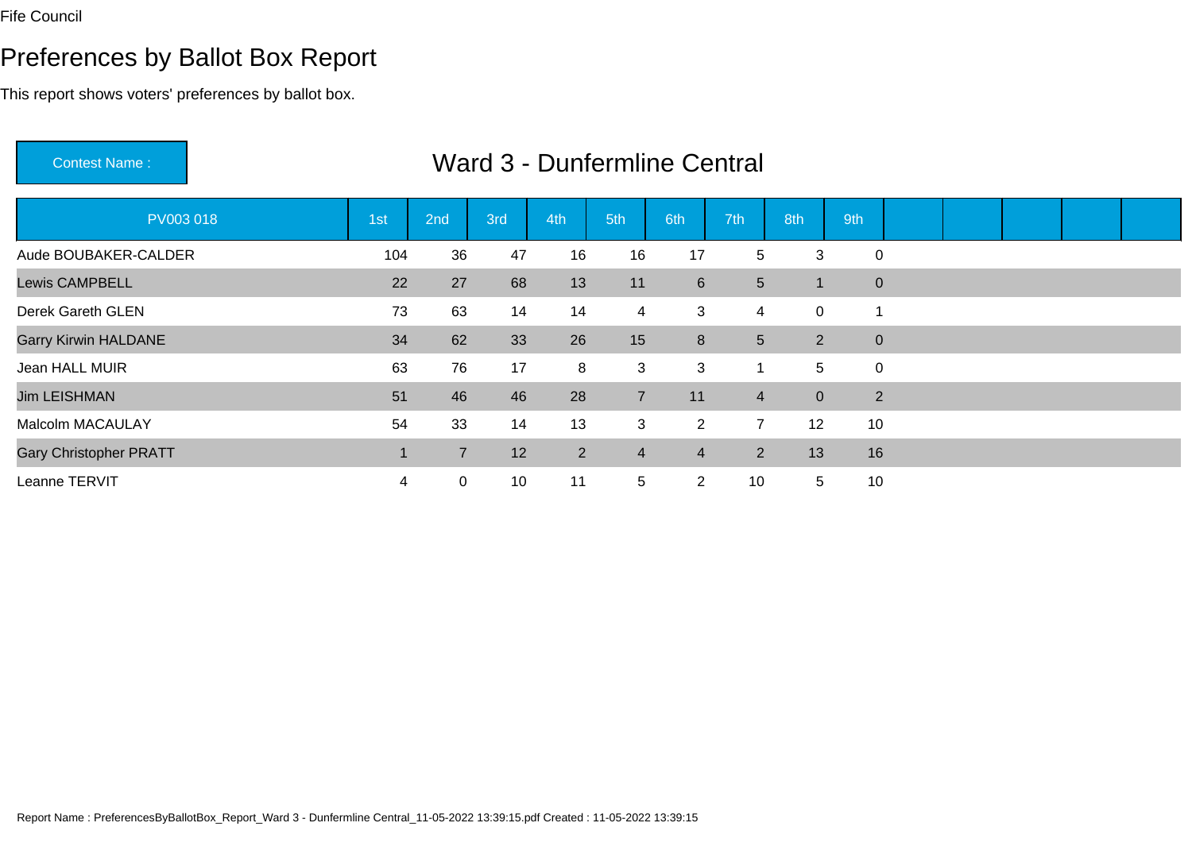Fife Council

# Preferences by Ballot Box Report

This report shows voters' preferences by ballot box.

**Contest Name :** Ward 3 - Dunfermline Central

| PV003 018 | 1st | 2nd | 3rd | 4th | 5th | 6th | 7th | 8th | 9th |
|---|---|---|---|---|---|---|---|---|---|
| Aude BOUBAKER-CALDER | 104 | 36 | 47 | 16 | 16 | 17 | 5 | 3 | 0 |
| Lewis CAMPBELL | 22 | 27 | 68 | 13 | 11 | 6 | 5 | 1 | 0 |
| Derek Gareth GLEN | 73 | 63 | 14 | 14 | 4 | 3 | 4 | 0 | 1 |
| Garry Kirwin HALDANE | 34 | 62 | 33 | 26 | 15 | 8 | 5 | 2 | 0 |
| Jean HALL MUIR | 63 | 76 | 17 | 8 | 3 | 3 | 1 | 5 | 0 |
| Jim LEISHMAN | 51 | 46 | 46 | 28 | 7 | 11 | 4 | 0 | 2 |
| Malcolm MACAULAY | 54 | 33 | 14 | 13 | 3 | 2 | 7 | 12 | 10 |
| Gary Christopher PRATT | 1 | 7 | 12 | 2 | 4 | 4 | 2 | 13 | 16 |
| Leanne TERVIT | 4 | 0 | 10 | 11 | 5 | 2 | 10 | 5 | 10 |

Report Name : PreferencesByBallotBox_Report_Ward 3 - Dunfermline Central_11-05-2022 13:39:15.pdf Created : 11-05-2022 13:39:15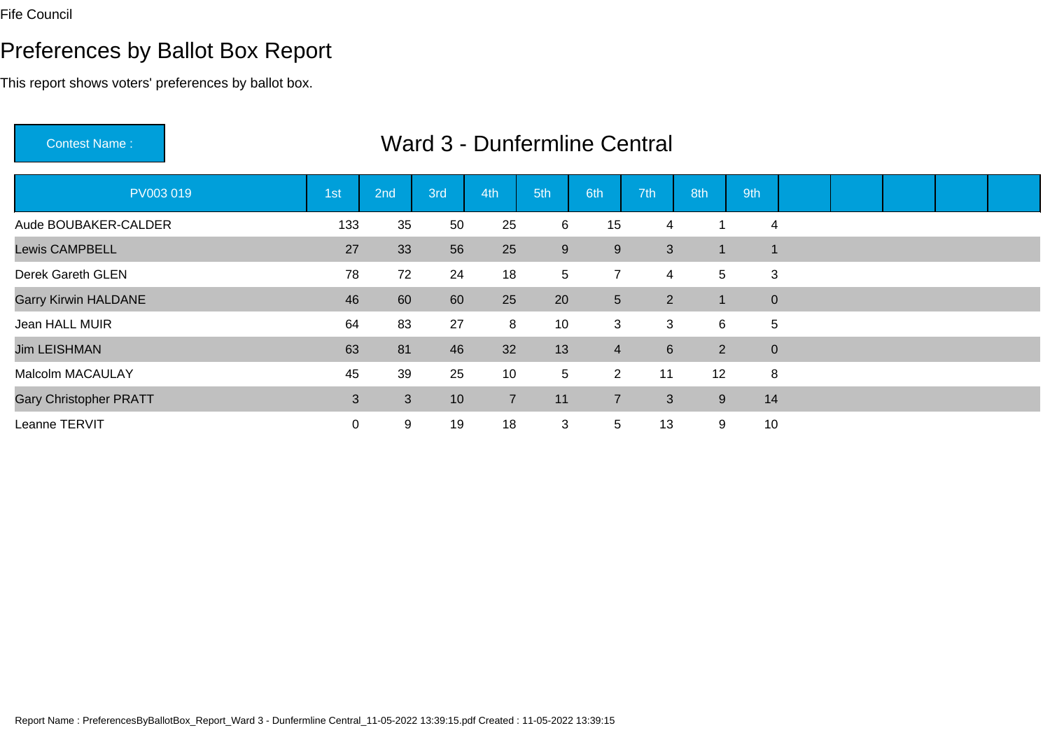Fife Council

# Preferences by Ballot Box Report

This report shows voters' preferences by ballot box.

**Contest Name :** Ward 3 - Dunfermline Central

| PV003 019 | 1st | 2nd | 3rd | 4th | 5th | 6th | 7th | 8th | 9th |
|---|---|---|---|---|---|---|---|---|---|
| Aude BOUBAKER-CALDER | 133 | 35 | 50 | 25 | 6 | 15 | 4 | 1 | 4 |
| Lewis CAMPBELL | 27 | 33 | 56 | 25 | 9 | 9 | 3 | 1 | 1 |
| Derek Gareth GLEN | 78 | 72 | 24 | 18 | 5 | 7 | 4 | 5 | 3 |
| Garry Kirwin HALDANE | 46 | 60 | 60 | 25 | 20 | 5 | 2 | 1 | 0 |
| Jean HALL MUIR | 64 | 83 | 27 | 8 | 10 | 3 | 3 | 6 | 5 |
| Jim LEISHMAN | 63 | 81 | 46 | 32 | 13 | 4 | 6 | 2 | 0 |
| Malcolm MACAULAY | 45 | 39 | 25 | 10 | 5 | 2 | 11 | 12 | 8 |
| Gary Christopher PRATT | 3 | 3 | 10 | 7 | 11 | 7 | 3 | 9 | 14 |
| Leanne TERVIT | 0 | 9 | 19 | 18 | 3 | 5 | 13 | 9 | 10 |

Report Name : PreferencesByBallotBox_Report_Ward 3 - Dunfermline Central_11-05-2022 13:39:15.pdf Created : 11-05-2022 13:39:15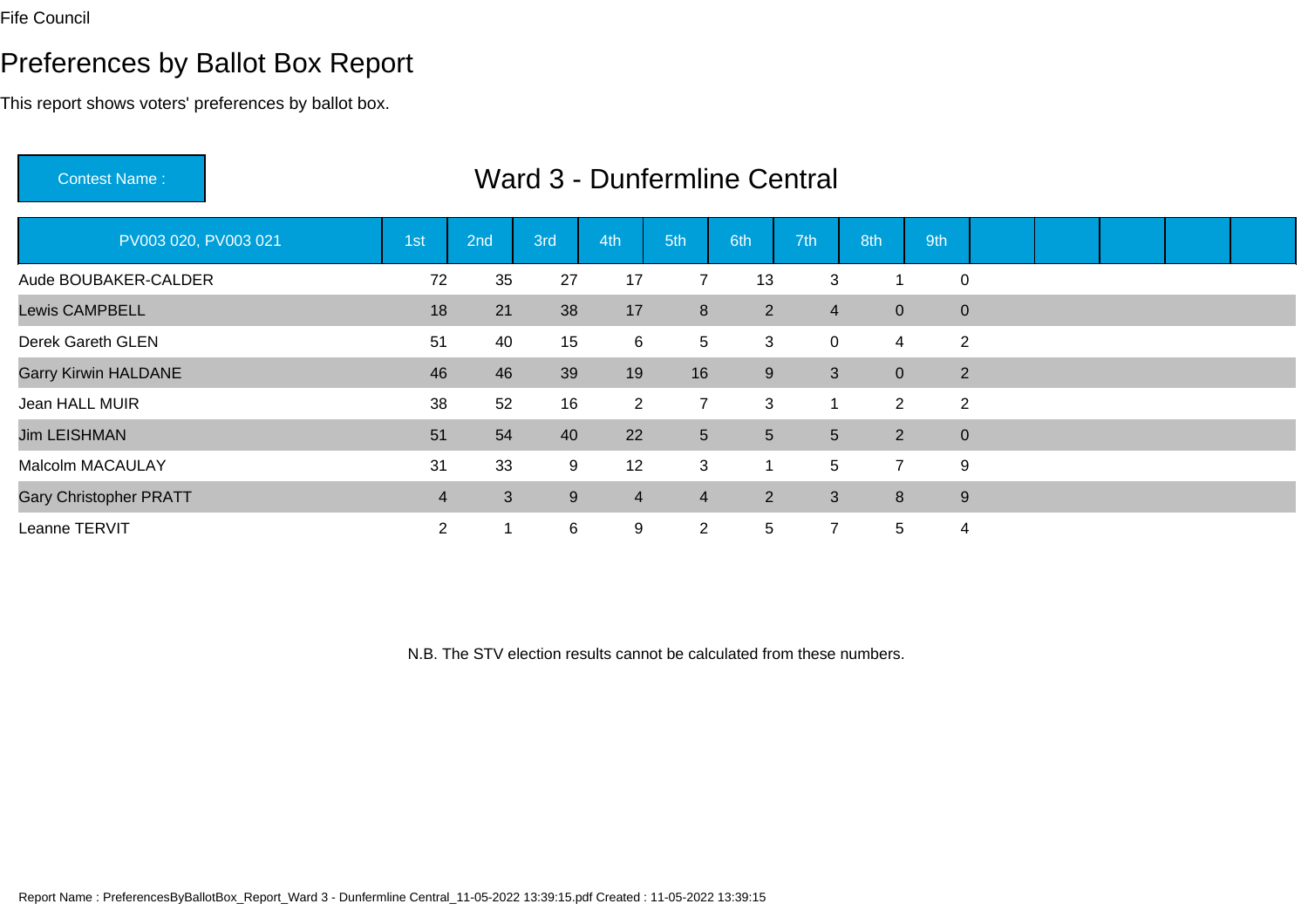Fife Council

# Preferences by Ballot Box Report

This report shows voters' preferences by ballot box.

**Contest Name :** Ward 3 - Dunfermline Central

| PV003 020, PV003 021 | 1st | 2nd | 3rd | 4th | 5th | 6th | 7th | 8th | 9th | | | | | |
|---|---|---|---|---|---|---|---|---|---|---|---|---|---|---|
| Aude BOUBAKER-CALDER | 72 | 35 | 27 | 17 | 7 | 13 | 3 | 1 | 0 | | | | | |
| Lewis CAMPBELL | 18 | 21 | 38 | 17 | 8 | 2 | 4 | 0 | 0 | | | | | |
| Derek Gareth GLEN | 51 | 40 | 15 | 6 | 5 | 3 | 0 | 4 | 2 | | | | | |
| Garry Kirwin HALDANE | 46 | 46 | 39 | 19 | 16 | 9 | 3 | 0 | 2 | | | | | |
| Jean HALL MUIR | 38 | 52 | 16 | 2 | 7 | 3 | 1 | 2 | 2 | | | | | |
| Jim LEISHMAN | 51 | 54 | 40 | 22 | 5 | 5 | 5 | 2 | 0 | | | | | |
| Malcolm MACAULAY | 31 | 33 | 9 | 12 | 3 | 1 | 5 | 7 | 9 | | | | | |
| Gary Christopher PRATT | 4 | 3 | 9 | 4 | 4 | 2 | 3 | 8 | 9 | | | | | |
| Leanne TERVIT | 2 | 1 | 6 | 9 | 2 | 5 | 7 | 5 | 4 | | | | | |

N.B. The STV election results cannot be calculated from these numbers.

Report Name : PreferencesByBallotBox_Report_Ward 3 - Dunfermline Central_11-05-2022 13:39:15.pdf Created : 11-05-2022 13:39:15